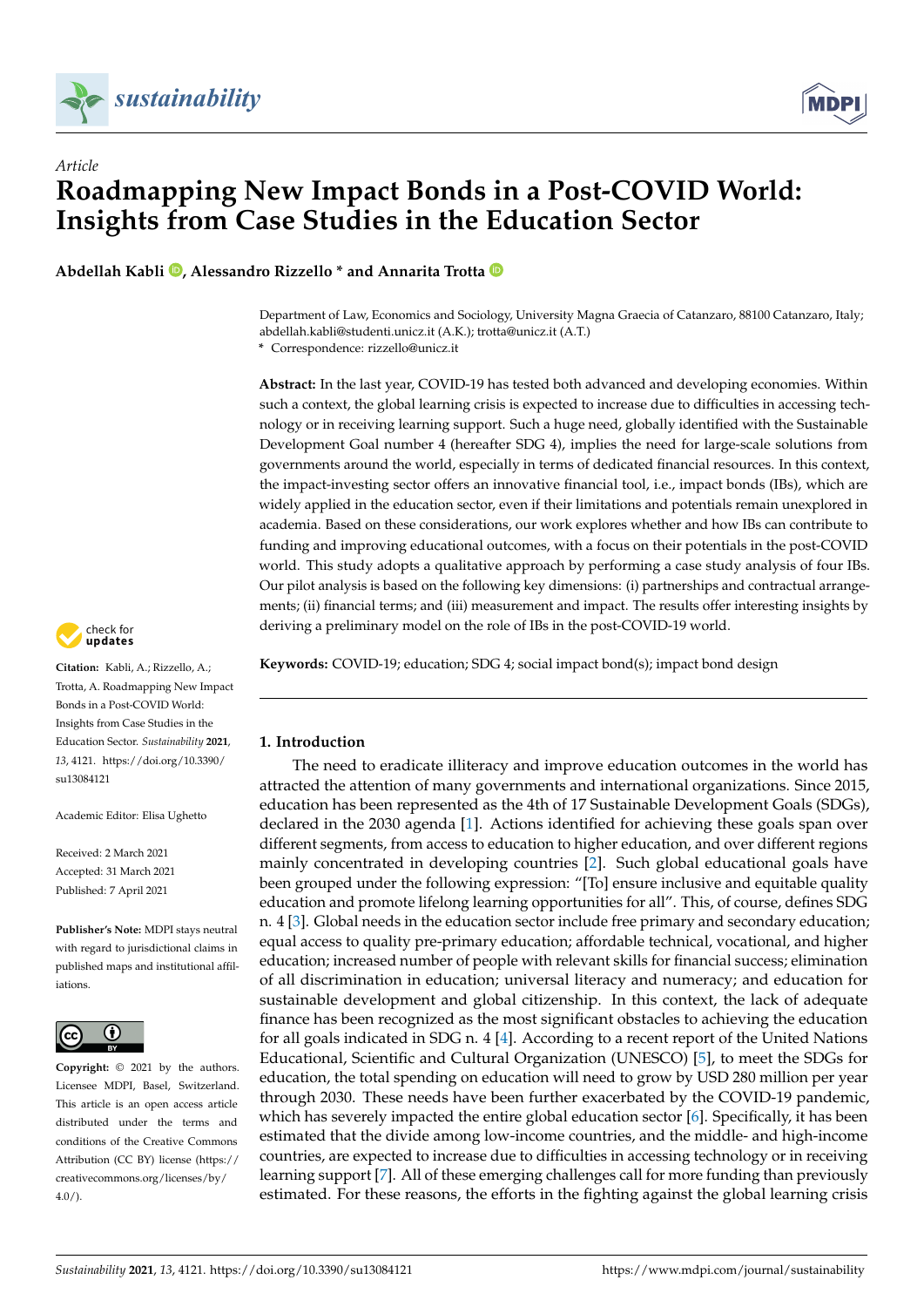*Article*

# Roadmapping New Impact Bonds in a Post-COVID World: Insights from Case Studies in the Education Sector

**Abdellah Kabli, Alessandro Rizzello * and Annarita Trotta**

Department of Law, Economics and Sociology, University Magna Graecia of Catanzaro, 88100 Catanzaro, Italy; abdellah.kabli@studenti.unicz.it (A.K.); trotta@unicz.it (A.T.)
* Correspondence: rizzello@unicz.it

**Abstract:** In the last year, COVID-19 has tested both advanced and developing economies. Within such a context, the global learning crisis is expected to increase due to difficulties in accessing technology or in receiving learning support. Such a huge need, globally identified with the Sustainable Development Goal number 4 (hereafter SDG 4), implies the need for large-scale solutions from governments around the world, especially in terms of dedicated financial resources. In this context, the impact-investing sector offers an innovative financial tool, i.e., impact bonds (IBs), which are widely applied in the education sector, even if their limitations and potentials remain unexplored in academia. Based on these considerations, our work explores whether and how IBs can contribute to funding and improving educational outcomes, with a focus on their potentials in the post-COVID world. This study adopts a qualitative approach by performing a case study analysis of four IBs. Our pilot analysis is based on the following key dimensions: (i) partnerships and contractual arrangements; (ii) financial terms; and (iii) measurement and impact. The results offer interesting insights by deriving a preliminary model on the role of IBs in the post-COVID-19 world.

**Keywords:** COVID-19; education; SDG 4; social impact bond(s); impact bond design

**Citation:** Kabli, A.; Rizzello, A.; Trotta, A. Roadmapping New Impact Bonds in a Post-COVID World: Insights from Case Studies in the Education Sector. *Sustainability* **2021**, *13*, 4121. https://doi.org/10.3390/su13084121

Academic Editor: Elisa Ughetto

Received: 2 March 2021
Accepted: 31 March 2021
Published: 7 April 2021

**Publisher's Note:** MDPI stays neutral with regard to jurisdictional claims in published maps and institutional affiliations.

**Copyright:** © 2021 by the authors. Licensee MDPI, Basel, Switzerland. This article is an open access article distributed under the terms and conditions of the Creative Commons Attribution (CC BY) license (https://creativecommons.org/licenses/by/4.0/).

## 1. Introduction

The need to eradicate illiteracy and improve education outcomes in the world has attracted the attention of many governments and international organizations. Since 2015, education has been represented as the 4th of 17 Sustainable Development Goals (SDGs), declared in the 2030 agenda [1]. Actions identified for achieving these goals span over different segments, from access to education to higher education, and over different regions mainly concentrated in developing countries [2]. Such global educational goals have been grouped under the following expression: "[To] ensure inclusive and equitable quality education and promote lifelong learning opportunities for all". This, of course, defines SDG n. 4 [3]. Global needs in the education sector include free primary and secondary education; equal access to quality pre-primary education; affordable technical, vocational, and higher education; increased number of people with relevant skills for financial success; elimination of all discrimination in education; universal literacy and numeracy; and education for sustainable development and global citizenship. In this context, the lack of adequate finance has been recognized as the most significant obstacles to achieving the education for all goals indicated in SDG n. 4 [4]. According to a recent report of the United Nations Educational, Scientific and Cultural Organization (UNESCO) [5], to meet the SDGs for education, the total spending on education will need to grow by USD 280 million per year through 2030. These needs have been further exacerbated by the COVID-19 pandemic, which has severely impacted the entire global education sector [6]. Specifically, it has been estimated that the divide among low-income countries, and the middle- and high-income countries, are expected to increase due to difficulties in accessing technology or in receiving learning support [7]. All of these emerging challenges call for more funding than previously estimated. For these reasons, the efforts in the fighting against the global learning crisis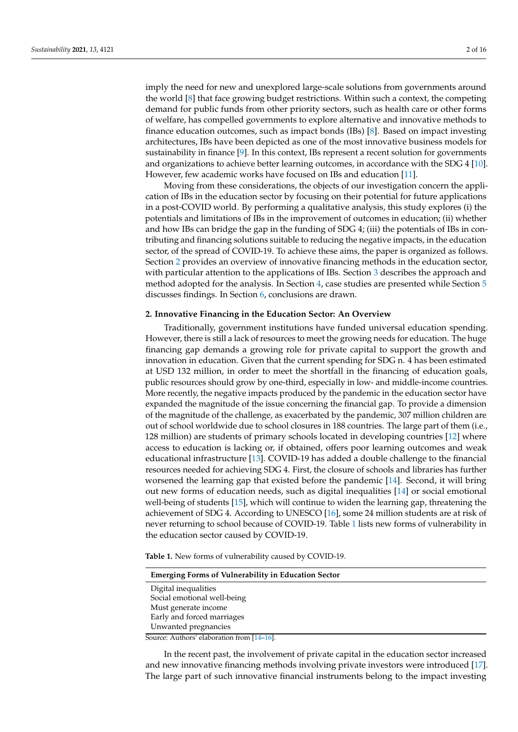imply the need for new and unexplored large-scale solutions from governments around the world [8] that face growing budget restrictions. Within such a context, the competing demand for public funds from other priority sectors, such as health care or other forms of welfare, has compelled governments to explore alternative and innovative methods to finance education outcomes, such as impact bonds (IBs) [8]. Based on impact investing architectures, IBs have been depicted as one of the most innovative business models for sustainability in finance [9]. In this context, IBs represent a recent solution for governments and organizations to achieve better learning outcomes, in accordance with the SDG 4 [10]. However, few academic works have focused on IBs and education [11].

Moving from these considerations, the objects of our investigation concern the application of IBs in the education sector by focusing on their potential for future applications in a post-COVID world. By performing a qualitative analysis, this study explores (i) the potentials and limitations of IBs in the improvement of outcomes in education; (ii) whether and how IBs can bridge the gap in the funding of SDG 4; (iii) the potentials of IBs in contributing and financing solutions suitable to reducing the negative impacts, in the education sector, of the spread of COVID-19. To achieve these aims, the paper is organized as follows. Section 2 provides an overview of innovative financing methods in the education sector, with particular attention to the applications of IBs. Section 3 describes the approach and method adopted for the analysis. In Section 4, case studies are presented while Section 5 discusses findings. In Section 6, conclusions are drawn.

## 2. Innovative Financing in the Education Sector: An Overview

Traditionally, government institutions have funded universal education spending. However, there is still a lack of resources to meet the growing needs for education. The huge financing gap demands a growing role for private capital to support the growth and innovation in education. Given that the current spending for SDG n. 4 has been estimated at USD 132 million, in order to meet the shortfall in the financing of education goals, public resources should grow by one-third, especially in low- and middle-income countries. More recently, the negative impacts produced by the pandemic in the education sector have expanded the magnitude of the issue concerning the financial gap. To provide a dimension of the magnitude of the challenge, as exacerbated by the pandemic, 307 million children are out of school worldwide due to school closures in 188 countries. The large part of them (i.e., 128 million) are students of primary schools located in developing countries [12] where access to education is lacking or, if obtained, offers poor learning outcomes and weak educational infrastructure [13]. COVID-19 has added a double challenge to the financial resources needed for achieving SDG 4. First, the closure of schools and libraries has further worsened the learning gap that existed before the pandemic [14]. Second, it will bring out new forms of education needs, such as digital inequalities [14] or social emotional well-being of students [15], which will continue to widen the learning gap, threatening the achievement of SDG 4. According to UNESCO [16], some 24 million students are at risk of never returning to school because of COVID-19. Table 1 lists new forms of vulnerability in the education sector caused by COVID-19.

**Table 1.** New forms of vulnerability caused by COVID-19.

| Emerging Forms of Vulnerability in Education Sector |
|---|
| Digital inequalities |
| Social emotional well-being |
| Must generate income |
| Early and forced marriages |
| Unwanted pregnancies |

Source: Authors' elaboration from [14–16].

In the recent past, the involvement of private capital in the education sector increased and new innovative financing methods involving private investors were introduced [17]. The large part of such innovative financial instruments belong to the impact investing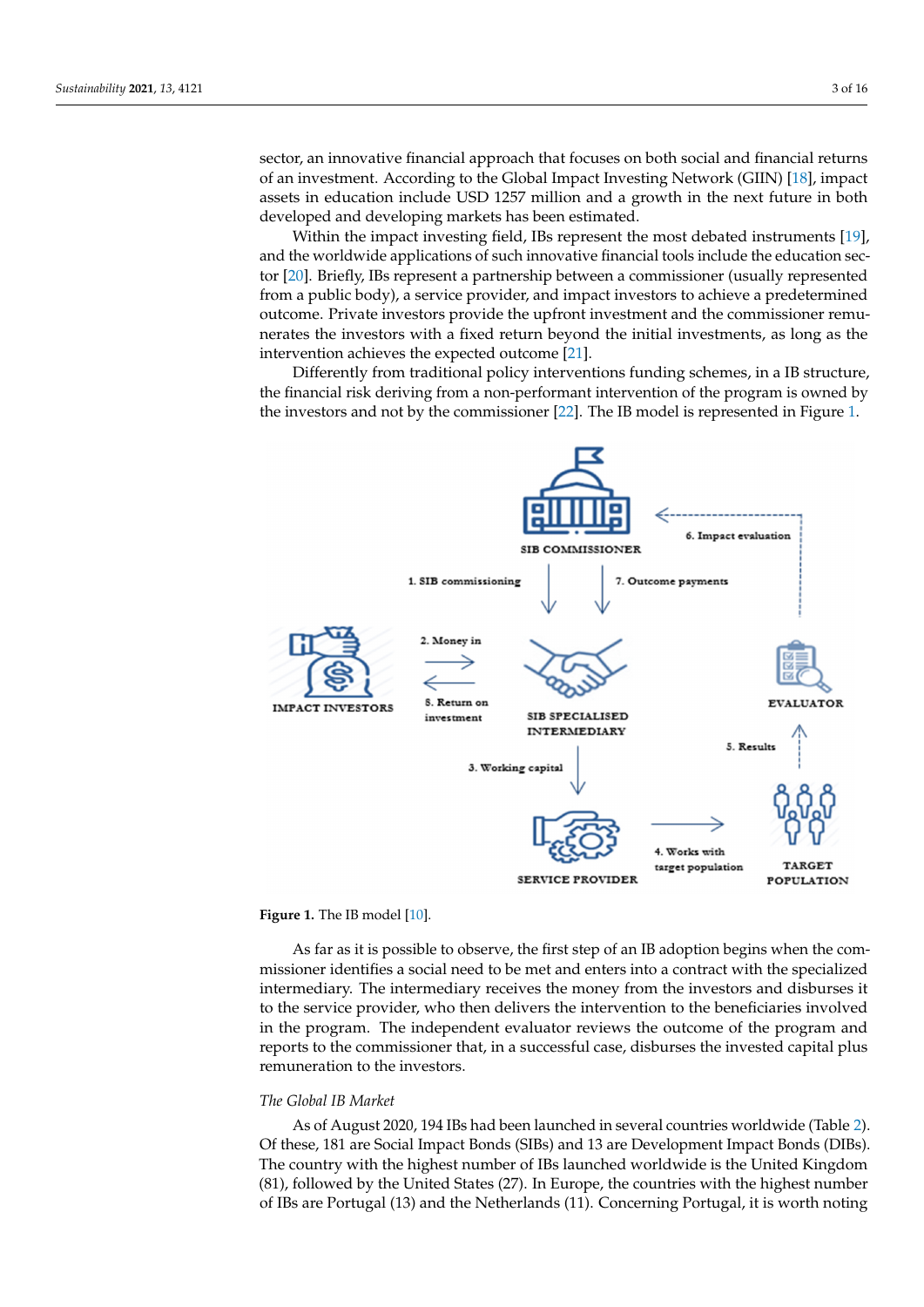sector, an innovative financial approach that focuses on both social and financial returns of an investment. According to the Global Impact Investing Network (GIIN) [18], impact assets in education include USD 1257 million and a growth in the next future in both developed and developing markets has been estimated.

Within the impact investing field, IBs represent the most debated instruments [19], and the worldwide applications of such innovative financial tools include the education sector [20]. Briefly, IBs represent a partnership between a commissioner (usually represented from a public body), a service provider, and impact investors to achieve a predetermined outcome. Private investors provide the upfront investment and the commissioner remunerates the investors with a fixed return beyond the initial investments, as long as the intervention achieves the expected outcome [21].

Differently from traditional policy interventions funding schemes, in a IB structure, the financial risk deriving from a non-performant intervention of the program is owned by the investors and not by the commissioner [22]. The IB model is represented in Figure 1.

**Figure 1.** The IB model [10].

As far as it is possible to observe, the first step of an IB adoption begins when the commissioner identifies a social need to be met and enters into a contract with the specialized intermediary. The intermediary receives the money from the investors and disburses it to the service provider, who then delivers the intervention to the beneficiaries involved in the program. The independent evaluator reviews the outcome of the program and reports to the commissioner that, in a successful case, disburses the invested capital plus remuneration to the investors.

*The Global IB Market*

As of August 2020, 194 IBs had been launched in several countries worldwide (Table 2). Of these, 181 are Social Impact Bonds (SIBs) and 13 are Development Impact Bonds (DIBs). The country with the highest number of IBs launched worldwide is the United Kingdom (81), followed by the United States (27). In Europe, the countries with the highest number of IBs are Portugal (13) and the Netherlands (11). Concerning Portugal, it is worth noting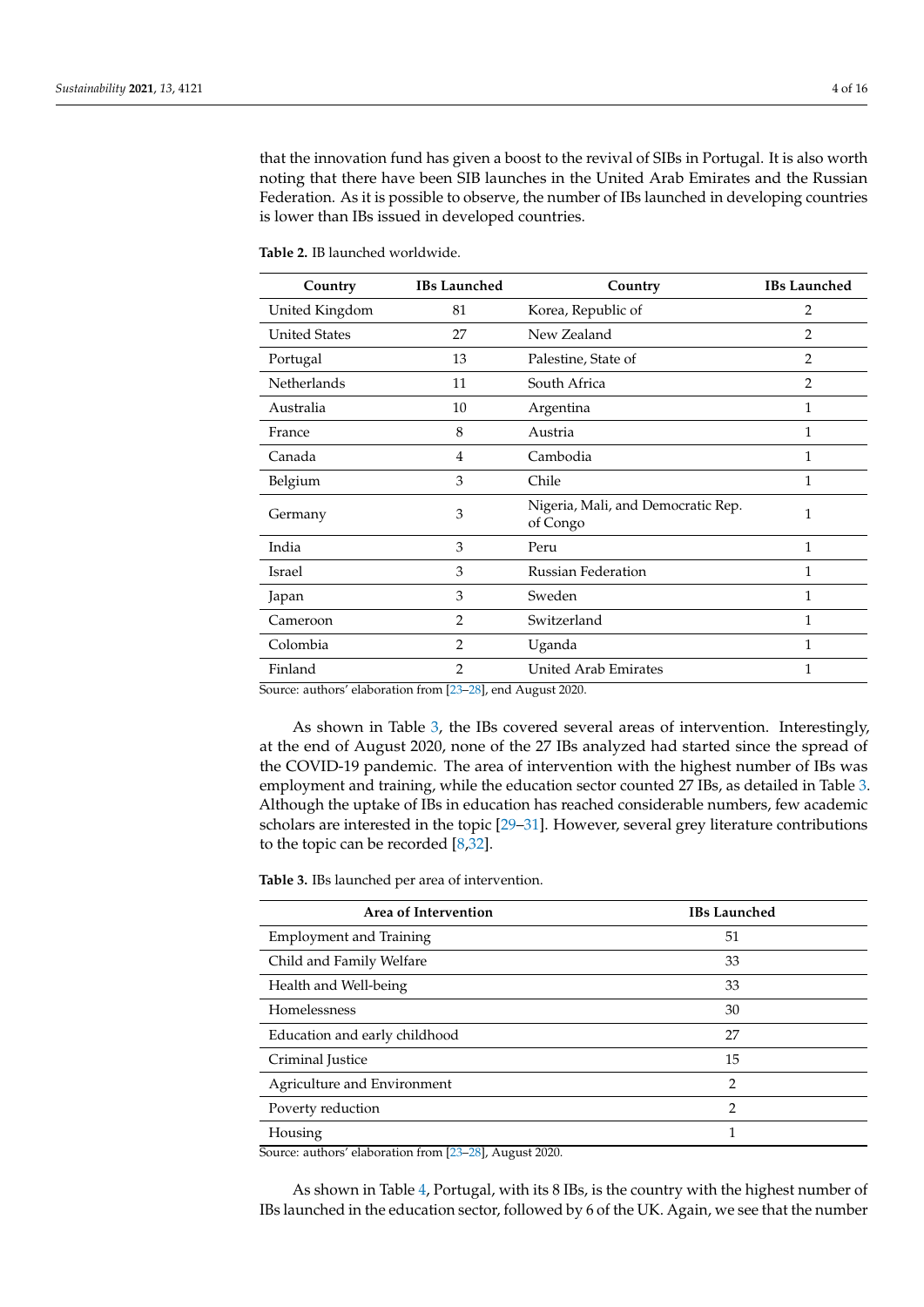that the innovation fund has given a boost to the revival of SIBs in Portugal. It is also worth noting that there have been SIB launches in the United Arab Emirates and the Russian Federation. As it is possible to observe, the number of IBs launched in developing countries is lower than IBs issued in developed countries.

**Table 2.** IB launched worldwide.

| Country | IBs Launched | Country | IBs Launched |
|---|---|---|---|
| United Kingdom | 81 | Korea, Republic of | 2 |
| United States | 27 | New Zealand | 2 |
| Portugal | 13 | Palestine, State of | 2 |
| Netherlands | 11 | South Africa | 2 |
| Australia | 10 | Argentina | 1 |
| France | 8 | Austria | 1 |
| Canada | 4 | Cambodia | 1 |
| Belgium | 3 | Chile | 1 |
| Germany | 3 | Nigeria, Mali, and Democratic Rep. of Congo | 1 |
| India | 3 | Peru | 1 |
| Israel | 3 | Russian Federation | 1 |
| Japan | 3 | Sweden | 1 |
| Cameroon | 2 | Switzerland | 1 |
| Colombia | 2 | Uganda | 1 |
| Finland | 2 | United Arab Emirates | 1 |

Source: authors' elaboration from [23–28], end August 2020.

As shown in Table 3, the IBs covered several areas of intervention. Interestingly, at the end of August 2020, none of the 27 IBs analyzed had started since the spread of the COVID-19 pandemic. The area of intervention with the highest number of IBs was employment and training, while the education sector counted 27 IBs, as detailed in Table 3. Although the uptake of IBs in education has reached considerable numbers, few academic scholars are interested in the topic [29–31]. However, several grey literature contributions to the topic can be recorded [8,32].

**Table 3.** IBs launched per area of intervention.

| Area of Intervention | IBs Launched |
|---|---|
| Employment and Training | 51 |
| Child and Family Welfare | 33 |
| Health and Well-being | 33 |
| Homelessness | 30 |
| Education and early childhood | 27 |
| Criminal Justice | 15 |
| Agriculture and Environment | 2 |
| Poverty reduction | 2 |
| Housing | 1 |

Source: authors' elaboration from [23–28], August 2020.

As shown in Table 4, Portugal, with its 8 IBs, is the country with the highest number of IBs launched in the education sector, followed by 6 of the UK. Again, we see that the number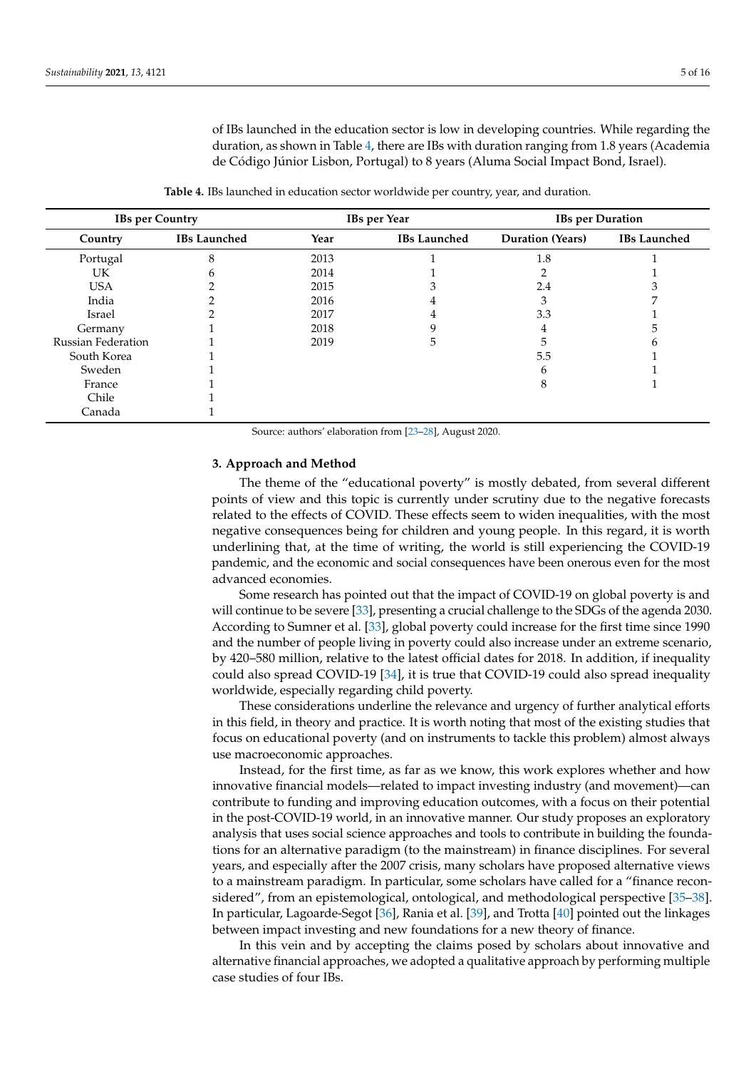of IBs launched in the education sector is low in developing countries. While regarding the duration, as shown in Table 4, there are IBs with duration ranging from 1.8 years (Academia de Código Júnior Lisbon, Portugal) to 8 years (Aluma Social Impact Bond, Israel).

**Table 4.** IBs launched in education sector worldwide per country, year, and duration.

| IBs per Country | | IBs per Year | | IBs per Duration | |
|---|---|---|---|---|---|
| **Country** | **IBs Launched** | **Year** | **IBs Launched** | **Duration (Years)** | **IBs Launched** |
| Portugal | 8 | 2013 | 1 | 1.8 | 1 |
| UK | 6 | 2014 | 1 | 2 | 1 |
| USA | 2 | 2015 | 3 | 2.4 | 3 |
| India | 2 | 2016 | 4 | 3 | 7 |
| Israel | 2 | 2017 | 4 | 3.3 | 1 |
| Germany | 1 | 2018 | 9 | 4 | 5 |
| Russian Federation | 1 | 2019 | 5 | 5 | 6 |
| South Korea | 1 | | | 5.5 | 1 |
| Sweden | 1 | | | 6 | 1 |
| France | 1 | | | 8 | 1 |
| Chile | 1 | | | | |
| Canada | 1 | | | | |

Source: authors' elaboration from [23–28], August 2020.

## 3. Approach and Method

The theme of the "educational poverty" is mostly debated, from several different points of view and this topic is currently under scrutiny due to the negative forecasts related to the effects of COVID. These effects seem to widen inequalities, with the most negative consequences being for children and young people. In this regard, it is worth underlining that, at the time of writing, the world is still experiencing the COVID-19 pandemic, and the economic and social consequences have been onerous even for the most advanced economies.

Some research has pointed out that the impact of COVID-19 on global poverty is and will continue to be severe [33], presenting a crucial challenge to the SDGs of the agenda 2030. According to Sumner et al. [33], global poverty could increase for the first time since 1990 and the number of people living in poverty could also increase under an extreme scenario, by 420–580 million, relative to the latest official dates for 2018. In addition, if inequality could also spread COVID-19 [34], it is true that COVID-19 could also spread inequality worldwide, especially regarding child poverty.

These considerations underline the relevance and urgency of further analytical efforts in this field, in theory and practice. It is worth noting that most of the existing studies that focus on educational poverty (and on instruments to tackle this problem) almost always use macroeconomic approaches.

Instead, for the first time, as far as we know, this work explores whether and how innovative financial models—related to impact investing industry (and movement)—can contribute to funding and improving education outcomes, with a focus on their potential in the post-COVID-19 world, in an innovative manner. Our study proposes an exploratory analysis that uses social science approaches and tools to contribute in building the foundations for an alternative paradigm (to the mainstream) in finance disciplines. For several years, and especially after the 2007 crisis, many scholars have proposed alternative views to a mainstream paradigm. In particular, some scholars have called for a "finance reconsidered", from an epistemological, ontological, and methodological perspective [35–38]. In particular, Lagoarde-Segot [36], Rania et al. [39], and Trotta [40] pointed out the linkages between impact investing and new foundations for a new theory of finance.

In this vein and by accepting the claims posed by scholars about innovative and alternative financial approaches, we adopted a qualitative approach by performing multiple case studies of four IBs.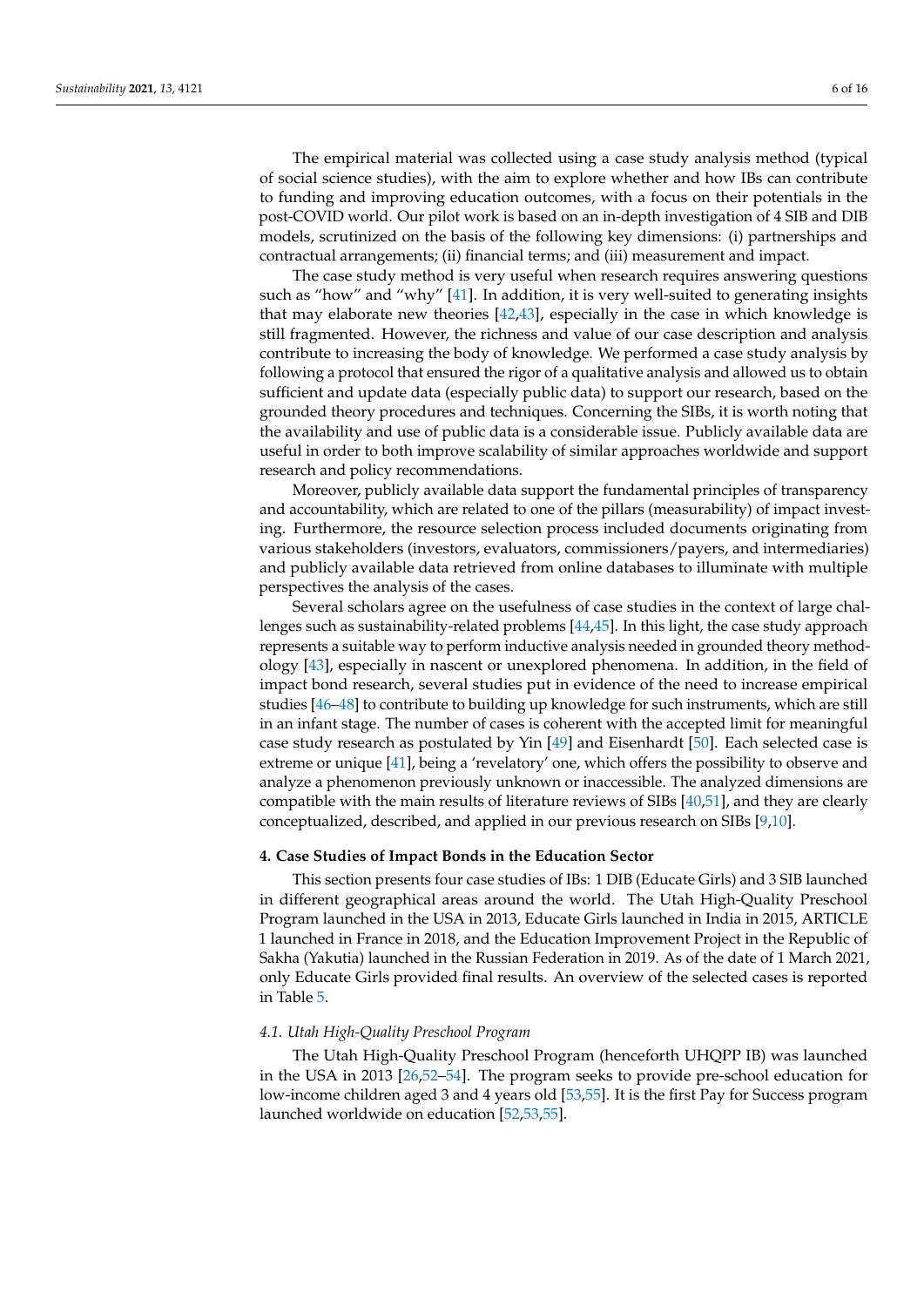The empirical material was collected using a case study analysis method (typical of social science studies), with the aim to explore whether and how IBs can contribute to funding and improving education outcomes, with a focus on their potentials in the post-COVID world. Our pilot work is based on an in-depth investigation of 4 SIB and DIB models, scrutinized on the basis of the following key dimensions: (i) partnerships and contractual arrangements; (ii) financial terms; and (iii) measurement and impact.

The case study method is very useful when research requires answering questions such as "how" and "why" [41]. In addition, it is very well-suited to generating insights that may elaborate new theories [42,43], especially in the case in which knowledge is still fragmented. However, the richness and value of our case description and analysis contribute to increasing the body of knowledge. We performed a case study analysis by following a protocol that ensured the rigor of a qualitative analysis and allowed us to obtain sufficient and update data (especially public data) to support our research, based on the grounded theory procedures and techniques. Concerning the SIBs, it is worth noting that the availability and use of public data is a considerable issue. Publicly available data are useful in order to both improve scalability of similar approaches worldwide and support research and policy recommendations.

Moreover, publicly available data support the fundamental principles of transparency and accountability, which are related to one of the pillars (measurability) of impact investing. Furthermore, the resource selection process included documents originating from various stakeholders (investors, evaluators, commissioners/payers, and intermediaries) and publicly available data retrieved from online databases to illuminate with multiple perspectives the analysis of the cases.

Several scholars agree on the usefulness of case studies in the context of large challenges such as sustainability-related problems [44,45]. In this light, the case study approach represents a suitable way to perform inductive analysis needed in grounded theory methodology [43], especially in nascent or unexplored phenomena. In addition, in the field of impact bond research, several studies put in evidence of the need to increase empirical studies [46–48] to contribute to building up knowledge for such instruments, which are still in an infant stage. The number of cases is coherent with the accepted limit for meaningful case study research as postulated by Yin [49] and Eisenhardt [50]. Each selected case is extreme or unique [41], being a 'revelatory' one, which offers the possibility to observe and analyze a phenomenon previously unknown or inaccessible. The analyzed dimensions are compatible with the main results of literature reviews of SIBs [40,51], and they are clearly conceptualized, described, and applied in our previous research on SIBs [9,10].

## 4. Case Studies of Impact Bonds in the Education Sector

This section presents four case studies of IBs: 1 DIB (Educate Girls) and 3 SIB launched in different geographical areas around the world. The Utah High-Quality Preschool Program launched in the USA in 2013, Educate Girls launched in India in 2015, ARTICLE 1 launched in France in 2018, and the Education Improvement Project in the Republic of Sakha (Yakutia) launched in the Russian Federation in 2019. As of the date of 1 March 2021, only Educate Girls provided final results. An overview of the selected cases is reported in Table 5.

### *4.1. Utah High-Quality Preschool Program*

The Utah High-Quality Preschool Program (henceforth UHQPP IB) was launched in the USA in 2013 [26,52–54]. The program seeks to provide pre-school education for low-income children aged 3 and 4 years old [53,55]. It is the first Pay for Success program launched worldwide on education [52,53,55].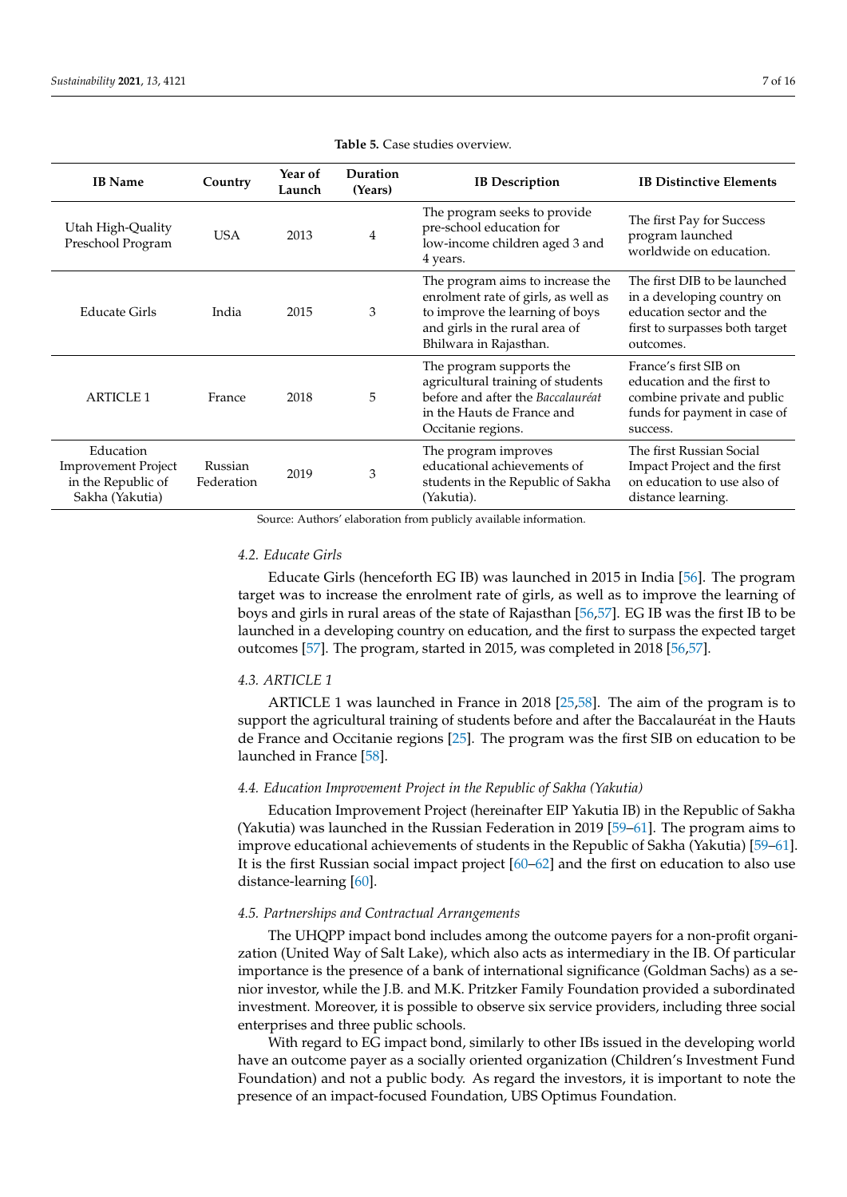**Table 5.** Case studies overview.

| IB Name | Country | Year of Launch | Duration (Years) | IB Description | IB Distinctive Elements |
|---|---|---|---|---|---|
| Utah High-Quality Preschool Program | USA | 2013 | 4 | The program seeks to provide pre-school education for low-income children aged 3 and 4 years. | The first Pay for Success program launched worldwide on education. |
| Educate Girls | India | 2015 | 3 | The program aims to increase the enrolment rate of girls, as well as to improve the learning of boys and girls in the rural area of Bhilwara in Rajasthan. | The first DIB to be launched in a developing country on education sector and the first to surpasses both target outcomes. |
| ARTICLE 1 | France | 2018 | 5 | The program supports the agricultural training of students before and after the *Baccalauréat* in the Hauts de France and Occitanie regions. | France's first SIB on education and the first to combine private and public funds for payment in case of success. |
| Education Improvement Project in the Republic of Sakha (Yakutia) | Russian Federation | 2019 | 3 | The program improves educational achievements of students in the Republic of Sakha (Yakutia). | The first Russian Social Impact Project and the first on education to use also of distance learning. |

Source: Authors' elaboration from publicly available information.

### *4.2. Educate Girls*

Educate Girls (henceforth EG IB) was launched in 2015 in India [56]. The program target was to increase the enrolment rate of girls, as well as to improve the learning of boys and girls in rural areas of the state of Rajasthan [56,57]. EG IB was the first IB to be launched in a developing country on education, and the first to surpass the expected target outcomes [57]. The program, started in 2015, was completed in 2018 [56,57].

### *4.3. ARTICLE 1*

ARTICLE 1 was launched in France in 2018 [25,58]. The aim of the program is to support the agricultural training of students before and after the Baccalauréat in the Hauts de France and Occitanie regions [25]. The program was the first SIB on education to be launched in France [58].

### *4.4. Education Improvement Project in the Republic of Sakha (Yakutia)*

Education Improvement Project (hereinafter EIP Yakutia IB) in the Republic of Sakha (Yakutia) was launched in the Russian Federation in 2019 [59–61]. The program aims to improve educational achievements of students in the Republic of Sakha (Yakutia) [59–61]. It is the first Russian social impact project [60–62] and the first on education to also use distance-learning [60].

### *4.5. Partnerships and Contractual Arrangements*

The UHQPP impact bond includes among the outcome payers for a non-profit organization (United Way of Salt Lake), which also acts as intermediary in the IB. Of particular importance is the presence of a bank of international significance (Goldman Sachs) as a senior investor, while the J.B. and M.K. Pritzker Family Foundation provided a subordinated investment. Moreover, it is possible to observe six service providers, including three social enterprises and three public schools.

With regard to EG impact bond, similarly to other IBs issued in the developing world have an outcome payer as a socially oriented organization (Children's Investment Fund Foundation) and not a public body. As regard the investors, it is important to note the presence of an impact-focused Foundation, UBS Optimus Foundation.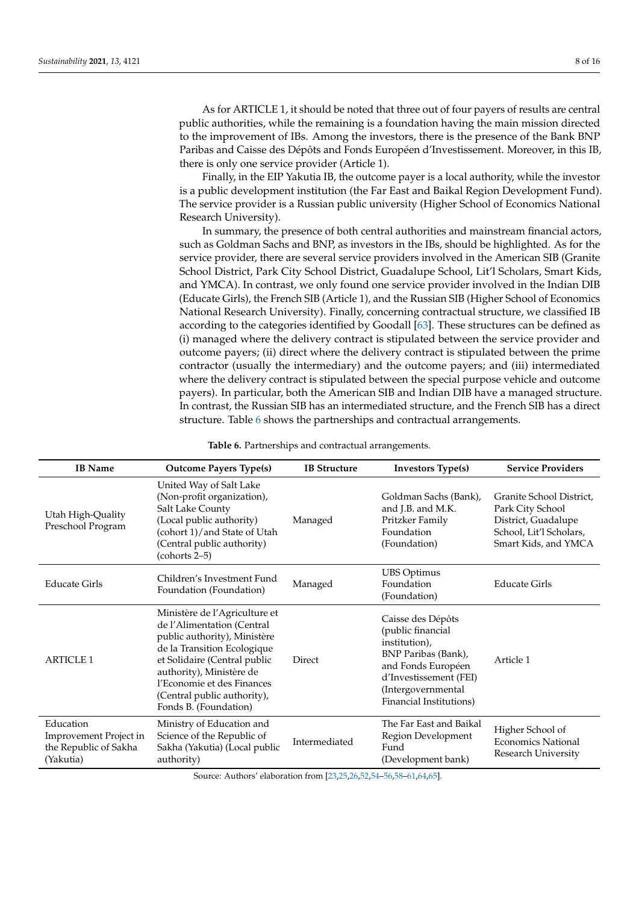As for ARTICLE 1, it should be noted that three out of four payers of results are central public authorities, while the remaining is a foundation having the main mission directed to the improvement of IBs. Among the investors, there is the presence of the Bank BNP Paribas and Caisse des Dépôts and Fonds Européen d'Investissement. Moreover, in this IB, there is only one service provider (Article 1).

Finally, in the EIP Yakutia IB, the outcome payer is a local authority, while the investor is a public development institution (the Far East and Baikal Region Development Fund). The service provider is a Russian public university (Higher School of Economics National Research University).

In summary, the presence of both central authorities and mainstream financial actors, such as Goldman Sachs and BNP, as investors in the IBs, should be highlighted. As for the service provider, there are several service providers involved in the American SIB (Granite School District, Park City School District, Guadalupe School, Lit'l Scholars, Smart Kids, and YMCA). In contrast, we only found one service provider involved in the Indian DIB (Educate Girls), the French SIB (Article 1), and the Russian SIB (Higher School of Economics National Research University). Finally, concerning contractual structure, we classified IB according to the categories identified by Goodall [63]. These structures can be defined as (i) managed where the delivery contract is stipulated between the service provider and outcome payers; (ii) direct where the delivery contract is stipulated between the prime contractor (usually the intermediary) and the outcome payers; and (iii) intermediated where the delivery contract is stipulated between the special purpose vehicle and outcome payers). In particular, both the American SIB and Indian DIB have a managed structure. In contrast, the Russian SIB has an intermediated structure, and the French SIB has a direct structure. Table 6 shows the partnerships and contractual arrangements.

**Table 6.** Partnerships and contractual arrangements.

| IB Name | Outcome Payers Type(s) | IB Structure | Investors Type(s) | Service Providers |
|---|---|---|---|---|
| Utah High-Quality Preschool Program | United Way of Salt Lake (Non-profit organization), Salt Lake County (Local public authority) (cohort 1)/and State of Utah (Central public authority) (cohorts 2–5) | Managed | Goldman Sachs (Bank), and J.B. and M.K. Pritzker Family Foundation (Foundation) | Granite School District, Park City School District, Guadalupe School, Lit'l Scholars, Smart Kids, and YMCA |
| Educate Girls | Children's Investment Fund Foundation (Foundation) | Managed | UBS Optimus Foundation (Foundation) | Educate Girls |
| ARTICLE 1 | Ministère de l'Agriculture et de l'Alimentation (Central public authority), Ministère de la Transition Ecologique et Solidaire (Central public authority), Ministère de l'Economie et des Finances (Central public authority), Fonds B. (Foundation) | Direct | Caisse des Dépôts (public financial institution), BNP Paribas (Bank), and Fonds Européen d'Investissement (FEI) (Intergovernmental Financial Institutions) | Article 1 |
| Education Improvement Project in the Republic of Sakha (Yakutia) | Ministry of Education and Science of the Republic of Sakha (Yakutia) (Local public authority) | Intermediated | The Far East and Baikal Region Development Fund (Development bank) | Higher School of Economics National Research University |

Source: Authors' elaboration from [23,25,26,52,54–56,58–61,64,65].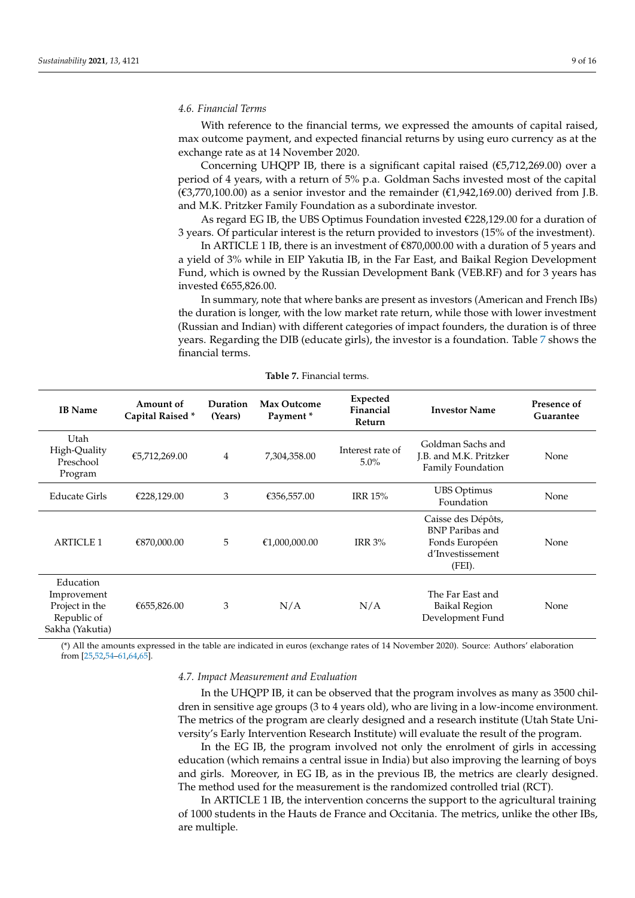### 4.6. Financial Terms

With reference to the financial terms, we expressed the amounts of capital raised, max outcome payment, and expected financial returns by using euro currency as at the exchange rate as at 14 November 2020.

Concerning UHQPP IB, there is a significant capital raised (€5,712,269.00) over a period of 4 years, with a return of 5% p.a. Goldman Sachs invested most of the capital (€3,770,100.00) as a senior investor and the remainder (€1,942,169.00) derived from J.B. and M.K. Pritzker Family Foundation as a subordinate investor.

As regard EG IB, the UBS Optimus Foundation invested €228,129.00 for a duration of 3 years. Of particular interest is the return provided to investors (15% of the investment).

In ARTICLE 1 IB, there is an investment of €870,000.00 with a duration of 5 years and a yield of 3% while in EIP Yakutia IB, in the Far East, and Baikal Region Development Fund, which is owned by the Russian Development Bank (VEB.RF) and for 3 years has invested €655,826.00.

In summary, note that where banks are present as investors (American and French IBs) the duration is longer, with the low market rate return, while those with lower investment (Russian and Indian) with different categories of impact founders, the duration is of three years. Regarding the DIB (educate girls), the investor is a foundation. Table 7 shows the financial terms.

**Table 7.** Financial terms.

| IB Name | Amount of Capital Raised * | Duration (Years) | Max Outcome Payment * | Expected Financial Return | Investor Name | Presence of Guarantee |
|---|---|---|---|---|---|---|
| Utah High-Quality Preschool Program | €5,712,269.00 | 4 | 7,304,358.00 | Interest rate of 5.0% | Goldman Sachs and J.B. and M.K. Pritzker Family Foundation | None |
| Educate Girls | €228,129.00 | 3 | €356,557.00 | IRR 15% | UBS Optimus Foundation | None |
| ARTICLE 1 | €870,000.00 | 5 | €1,000,000.00 | IRR 3% | Caisse des Dépôts, BNP Paribas and Fonds Européen d'Investissement (FEI). | None |
| Education Improvement Project in the Republic of Sakha (Yakutia) | €655,826.00 | 3 | N/A | N/A | The Far East and Baikal Region Development Fund | None |

(*) All the amounts expressed in the table are indicated in euros (exchange rates of 14 November 2020). Source: Authors' elaboration from [25,52,54–61,64,65].

### 4.7. Impact Measurement and Evaluation

In the UHQPP IB, it can be observed that the program involves as many as 3500 children in sensitive age groups (3 to 4 years old), who are living in a low-income environment. The metrics of the program are clearly designed and a research institute (Utah State University's Early Intervention Research Institute) will evaluate the result of the program.

In the EG IB, the program involved not only the enrolment of girls in accessing education (which remains a central issue in India) but also improving the learning of boys and girls. Moreover, in EG IB, as in the previous IB, the metrics are clearly designed. The method used for the measurement is the randomized controlled trial (RCT).

In ARTICLE 1 IB, the intervention concerns the support to the agricultural training of 1000 students in the Hauts de France and Occitania. The metrics, unlike the other IBs, are multiple.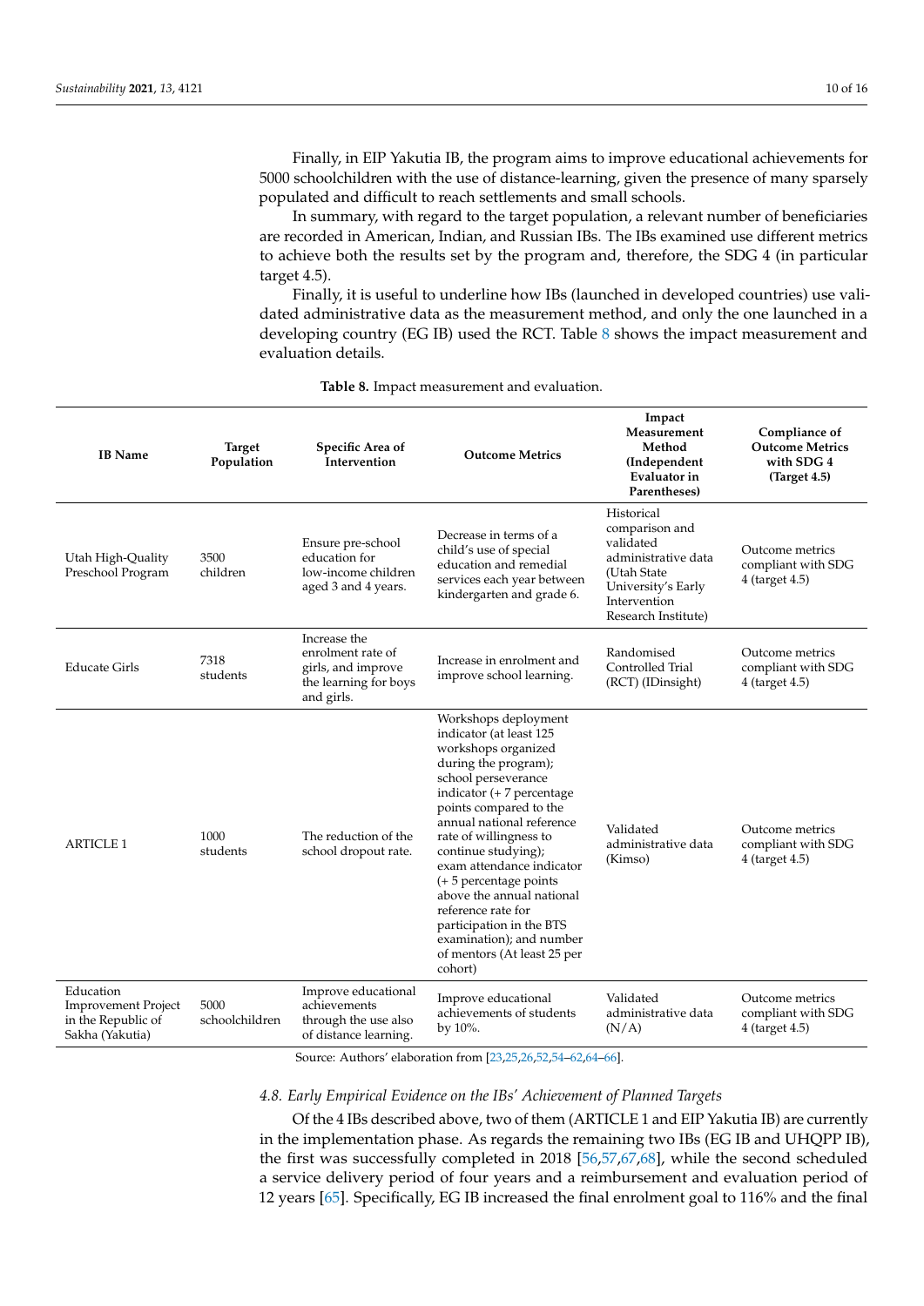Finally, in EIP Yakutia IB, the program aims to improve educational achievements for 5000 schoolchildren with the use of distance-learning, given the presence of many sparsely populated and difficult to reach settlements and small schools.

In summary, with regard to the target population, a relevant number of beneficiaries are recorded in American, Indian, and Russian IBs. The IBs examined use different metrics to achieve both the results set by the program and, therefore, the SDG 4 (in particular target 4.5).

Finally, it is useful to underline how IBs (launched in developed countries) use validated administrative data as the measurement method, and only the one launched in a developing country (EG IB) used the RCT. Table 8 shows the impact measurement and evaluation details.

**Table 8.** Impact measurement and evaluation.

| IB Name | Target Population | Specific Area of Intervention | Outcome Metrics | Impact Measurement Method (Independent Evaluator in Parentheses) | Compliance of Outcome Metrics with SDG 4 (Target 4.5) |
|---|---|---|---|---|---|
| Utah High-Quality Preschool Program | 3500 children | Ensure pre-school education for low-income children aged 3 and 4 years. | Decrease in terms of a child's use of special education and remedial education services each year between kindergarten and grade 6. | Historical comparison and validated administrative data (Utah State University's Early Intervention Research Institute) | Outcome metrics compliant with SDG 4 (target 4.5) |
| Educate Girls | 7318 students | Increase the enrolment rate of girls, and improve the learning for boys and girls. | Increase in enrolment and improve school learning. | Randomised Controlled Trial (RCT) (IDinsight) | Outcome metrics compliant with SDG 4 (target 4.5) |
| ARTICLE 1 | 1000 students | The reduction of the school dropout rate. | Workshops deployment indicator (at least 125 workshops organized during the program); school perseverance indicator (+ 7 percentage points compared to the annual national reference rate of willingness to continue studying); exam attendance indicator (+ 5 percentage points above the annual national reference rate for participation in the BTS examination); and number of mentors (At least 25 per cohort) | Validated administrative data (Kimso) | Outcome metrics compliant with SDG 4 (target 4.5) |
| Education Improvement Project in the Republic of Sakha (Yakutia) | 5000 schoolchildren | Improve educational achievements through the use also of distance learning. | Improve educational achievements of students by 10%. | Validated administrative data (N/A) | Outcome metrics compliant with SDG 4 (target 4.5) |

Source: Authors' elaboration from [23,25,26,52,54–62,64–66].

### 4.8. Early Empirical Evidence on the IBs' Achievement of Planned Targets

Of the 4 IBs described above, two of them (ARTICLE 1 and EIP Yakutia IB) are currently in the implementation phase. As regards the remaining two IBs (EG IB and UHQPP IB), the first was successfully completed in 2018 [56,57,67,68], while the second scheduled a service delivery period of four years and a reimbursement and evaluation period of 12 years [65]. Specifically, EG IB increased the final enrolment goal to 116% and the final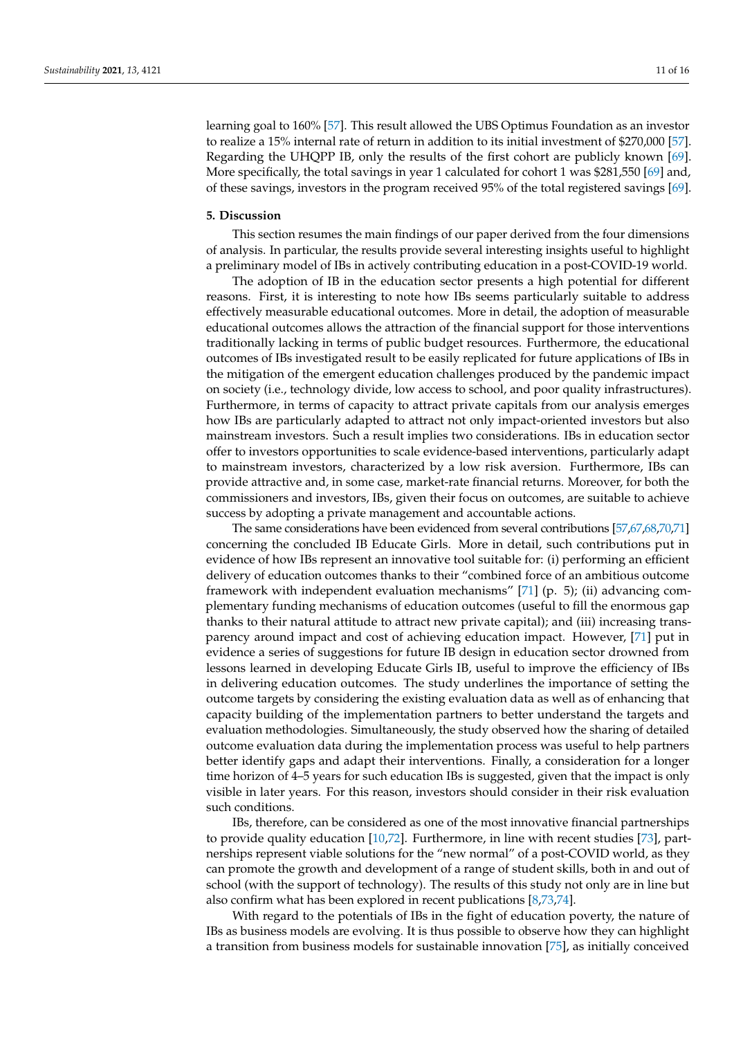learning goal to 160% [57]. This result allowed the UBS Optimus Foundation as an investor to realize a 15% internal rate of return in addition to its initial investment of $270,000 [57]. Regarding the UHQPP IB, only the results of the first cohort are publicly known [69]. More specifically, the total savings in year 1 calculated for cohort 1 was $281,550 [69] and, of these savings, investors in the program received 95% of the total registered savings [69].

## 5. Discussion

This section resumes the main findings of our paper derived from the four dimensions of analysis. In particular, the results provide several interesting insights useful to highlight a preliminary model of IBs in actively contributing education in a post-COVID-19 world.

The adoption of IB in the education sector presents a high potential for different reasons. First, it is interesting to note how IBs seems particularly suitable to address effectively measurable educational outcomes. More in detail, the adoption of measurable educational outcomes allows the attraction of the financial support for those interventions traditionally lacking in terms of public budget resources. Furthermore, the educational outcomes of IBs investigated result to be easily replicated for future applications of IBs in the mitigation of the emergent education challenges produced by the pandemic impact on society (i.e., technology divide, low access to school, and poor quality infrastructures). Furthermore, in terms of capacity to attract private capitals from our analysis emerges how IBs are particularly adapted to attract not only impact-oriented investors but also mainstream investors. Such a result implies two considerations. IBs in education sector offer to investors opportunities to scale evidence-based interventions, particularly adapt to mainstream investors, characterized by a low risk aversion. Furthermore, IBs can provide attractive and, in some case, market-rate financial returns. Moreover, for both the commissioners and investors, IBs, given their focus on outcomes, are suitable to achieve success by adopting a private management and accountable actions.

The same considerations have been evidenced from several contributions [57,67,68,70,71] concerning the concluded IB Educate Girls. More in detail, such contributions put in evidence of how IBs represent an innovative tool suitable for: (i) performing an efficient delivery of education outcomes thanks to their "combined force of an ambitious outcome framework with independent evaluation mechanisms" [71] (p. 5); (ii) advancing complementary funding mechanisms of education outcomes (useful to fill the enormous gap thanks to their natural attitude to attract new private capital); and (iii) increasing transparency around impact and cost of achieving education impact. However, [71] put in evidence a series of suggestions for future IB design in education sector drowned from lessons learned in developing Educate Girls IB, useful to improve the efficiency of IBs in delivering education outcomes. The study underlines the importance of setting the outcome targets by considering the existing evaluation data as well as of enhancing that capacity building of the implementation partners to better understand the targets and evaluation methodologies. Simultaneously, the study observed how the sharing of detailed outcome evaluation data during the implementation process was useful to help partners better identify gaps and adapt their interventions. Finally, a consideration for a longer time horizon of 4–5 years for such education IBs is suggested, given that the impact is only visible in later years. For this reason, investors should consider in their risk evaluation such conditions.

IBs, therefore, can be considered as one of the most innovative financial partnerships to provide quality education [10,72]. Furthermore, in line with recent studies [73], partnerships represent viable solutions for the "new normal" of a post-COVID world, as they can promote the growth and development of a range of student skills, both in and out of school (with the support of technology). The results of this study not only are in line but also confirm what has been explored in recent publications [8,73,74].

With regard to the potentials of IBs in the fight of education poverty, the nature of IBs as business models are evolving. It is thus possible to observe how they can highlight a transition from business models for sustainable innovation [75], as initially conceived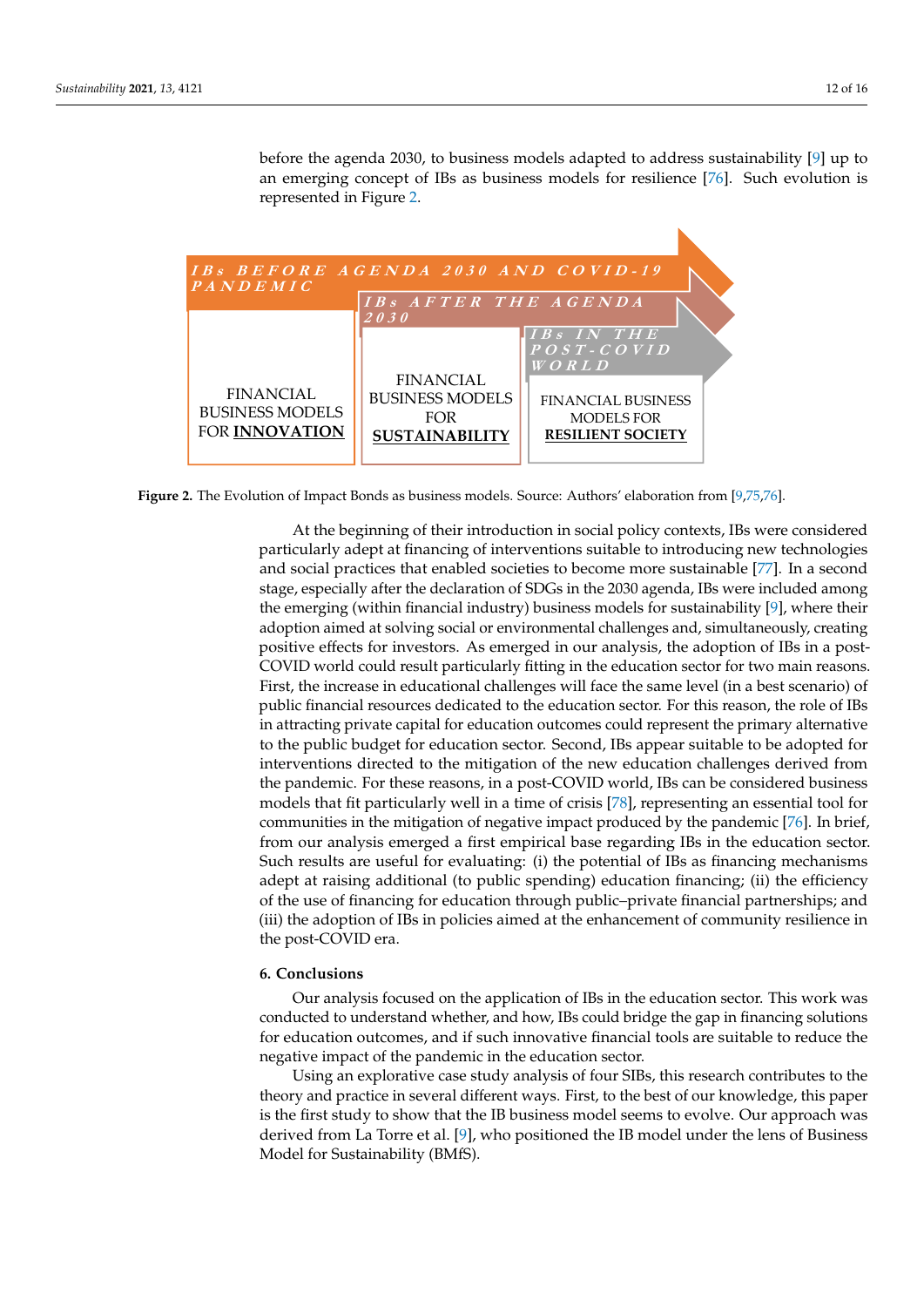before the agenda 2030, to business models adapted to address sustainability [9] up to an emerging concept of IBs as business models for resilience [76]. Such evolution is represented in Figure 2.

IBs BEFORE AGENDA 2030 AND COVID-19 PANDEMIC

IBs AFTER THE AGENDA 2030

IBs IN THE POST-COVID WORLD

FINANCIAL BUSINESS MODELS FOR **INNOVATION**

FINANCIAL BUSINESS MODELS FOR **SUSTAINABILITY**

FINANCIAL BUSINESS MODELS FOR **RESILIENT SOCIETY**

**Figure 2.** The Evolution of Impact Bonds as business models. Source: Authors' elaboration from [9,75,76].

At the beginning of their introduction in social policy contexts, IBs were considered particularly adept at financing of interventions suitable to introducing new technologies and social practices that enabled societies to become more sustainable [77]. In a second stage, especially after the declaration of SDGs in the 2030 agenda, IBs were included among the emerging (within financial industry) business models for sustainability [9], where their adoption aimed at solving social or environmental challenges and, simultaneously, creating positive effects for investors. As emerged in our analysis, the adoption of IBs in a post-COVID world could result particularly fitting in the education sector for two main reasons. First, the increase in educational challenges will face the same level (in a best scenario) of public financial resources dedicated to the education sector. For this reason, the role of IBs in attracting private capital for education outcomes could represent the primary alternative to the public budget for education sector. Second, IBs appear suitable to be adopted for interventions directed to the mitigation of the new education challenges derived from the pandemic. For these reasons, in a post-COVID world, IBs can be considered business models that fit particularly well in a time of crisis [78], representing an essential tool for communities in the mitigation of negative impact produced by the pandemic [76]. In brief, from our analysis emerged a first empirical base regarding IBs in the education sector. Such results are useful for evaluating: (i) the potential of IBs as financing mechanisms adept at raising additional (to public spending) education financing; (ii) the efficiency of the use of financing for education through public–private financial partnerships; and (iii) the adoption of IBs in policies aimed at the enhancement of community resilience in the post-COVID era.

## 6. Conclusions

Our analysis focused on the application of IBs in the education sector. This work was conducted to understand whether, and how, IBs could bridge the gap in financing solutions for education outcomes, and if such innovative financial tools are suitable to reduce the negative impact of the pandemic in the education sector.

Using an explorative case study analysis of four SIBs, this research contributes to the theory and practice in several different ways. First, to the best of our knowledge, this paper is the first study to show that the IB business model seems to evolve. Our approach was derived from La Torre et al. [9], who positioned the IB model under the lens of Business Model for Sustainability (BMfS).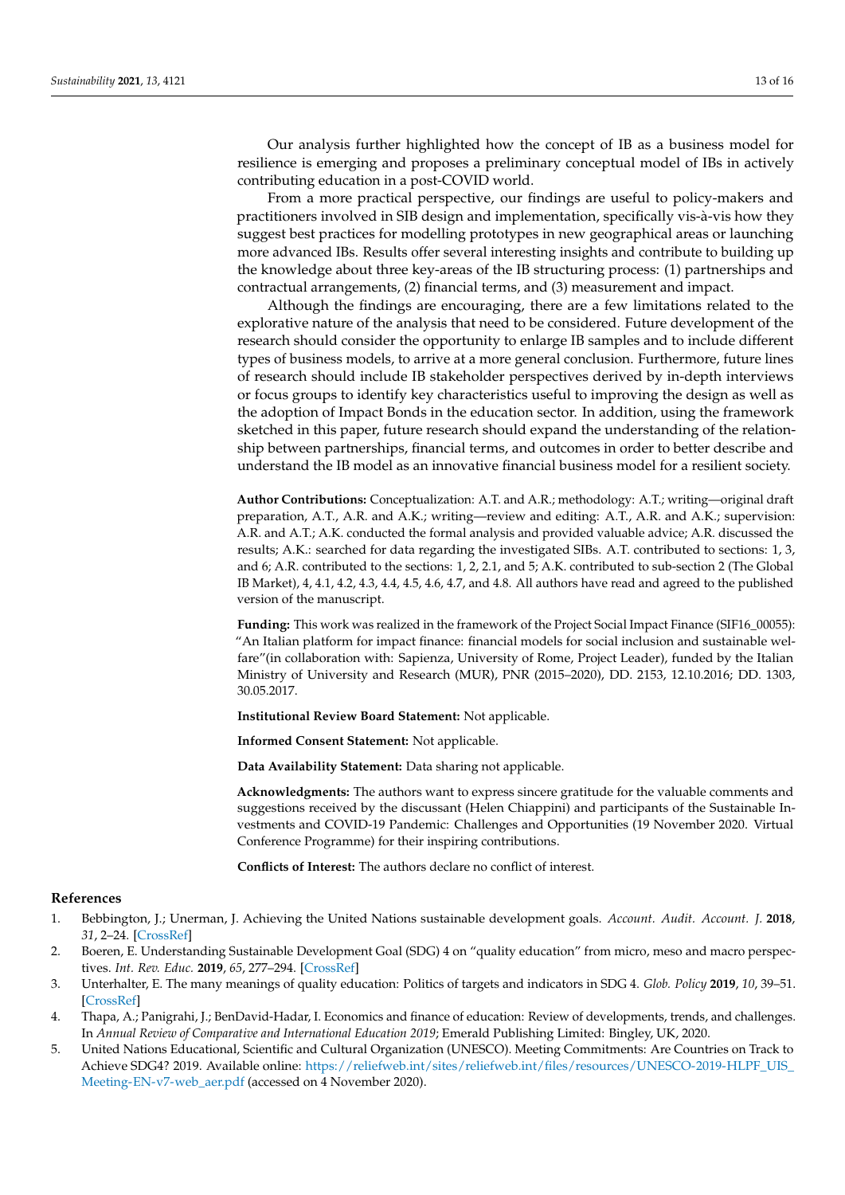Our analysis further highlighted how the concept of IB as a business model for resilience is emerging and proposes a preliminary conceptual model of IBs in actively contributing education in a post-COVID world.

From a more practical perspective, our findings are useful to policy-makers and practitioners involved in SIB design and implementation, specifically vis-à-vis how they suggest best practices for modelling prototypes in new geographical areas or launching more advanced IBs. Results offer several interesting insights and contribute to building up the knowledge about three key-areas of the IB structuring process: (1) partnerships and contractual arrangements, (2) financial terms, and (3) measurement and impact.

Although the findings are encouraging, there are a few limitations related to the explorative nature of the analysis that need to be considered. Future development of the research should consider the opportunity to enlarge IB samples and to include different types of business models, to arrive at a more general conclusion. Furthermore, future lines of research should include IB stakeholder perspectives derived by in-depth interviews or focus groups to identify key characteristics useful to improving the design as well as the adoption of Impact Bonds in the education sector. In addition, using the framework sketched in this paper, future research should expand the understanding of the relationship between partnerships, financial terms, and outcomes in order to better describe and understand the IB model as an innovative financial business model for a resilient society.

**Author Contributions:** Conceptualization: A.T. and A.R.; methodology: A.T.; writing—original draft preparation, A.T., A.R. and A.K.; writing—review and editing: A.T., A.R. and A.K.; supervision: A.R. and A.T.; A.K. conducted the formal analysis and provided valuable advice; A.R. discussed the results; A.K.: searched for data regarding the investigated SIBs. A.T. contributed to sections: 1, 3, and 6; A.R. contributed to the sections: 1, 2, 2.1, and 5; A.K. contributed to sub-section 2 (The Global IB Market), 4, 4.1, 4.2, 4.3, 4.4, 4.5, 4.6, 4.7, and 4.8. All authors have read and agreed to the published version of the manuscript.

**Funding:** This work was realized in the framework of the Project Social Impact Finance (SIF16_00055): "An Italian platform for impact finance: financial models for social inclusion and sustainable welfare"(in collaboration with: Sapienza, University of Rome, Project Leader), funded by the Italian Ministry of University and Research (MUR), PNR (2015–2020), DD. 2153, 12.10.2016; DD. 1303, 30.05.2017.

**Institutional Review Board Statement:** Not applicable.

**Informed Consent Statement:** Not applicable.

**Data Availability Statement:** Data sharing not applicable.

**Acknowledgments:** The authors want to express sincere gratitude for the valuable comments and suggestions received by the discussant (Helen Chiappini) and participants of the Sustainable Investments and COVID-19 Pandemic: Challenges and Opportunities (19 November 2020. Virtual Conference Programme) for their inspiring contributions.

**Conflicts of Interest:** The authors declare no conflict of interest.

## References

1. Bebbington, J.; Unerman, J. Achieving the United Nations sustainable development goals. *Account. Audit. Account. J.* **2018**, *31*, 2–24. [CrossRef]
2. Boeren, E. Understanding Sustainable Development Goal (SDG) 4 on "quality education" from micro, meso and macro perspectives. *Int. Rev. Educ.* **2019**, *65*, 277–294. [CrossRef]
3. Unterhalter, E. The many meanings of quality education: Politics of targets and indicators in SDG 4. *Glob. Policy* **2019**, *10*, 39–51. [CrossRef]
4. Thapa, A.; Panigrahi, J.; BenDavid-Hadar, I. Economics and finance of education: Review of developments, trends, and challenges. In *Annual Review of Comparative and International Education 2019*; Emerald Publishing Limited: Bingley, UK, 2020.
5. United Nations Educational, Scientific and Cultural Organization (UNESCO). Meeting Commitments: Are Countries on Track to Achieve SDG4? 2019. Available online: https://reliefweb.int/sites/reliefweb.int/files/resources/UNESCO-2019-HLPF_UIS_Meeting-EN-v7-web_aer.pdf (accessed on 4 November 2020).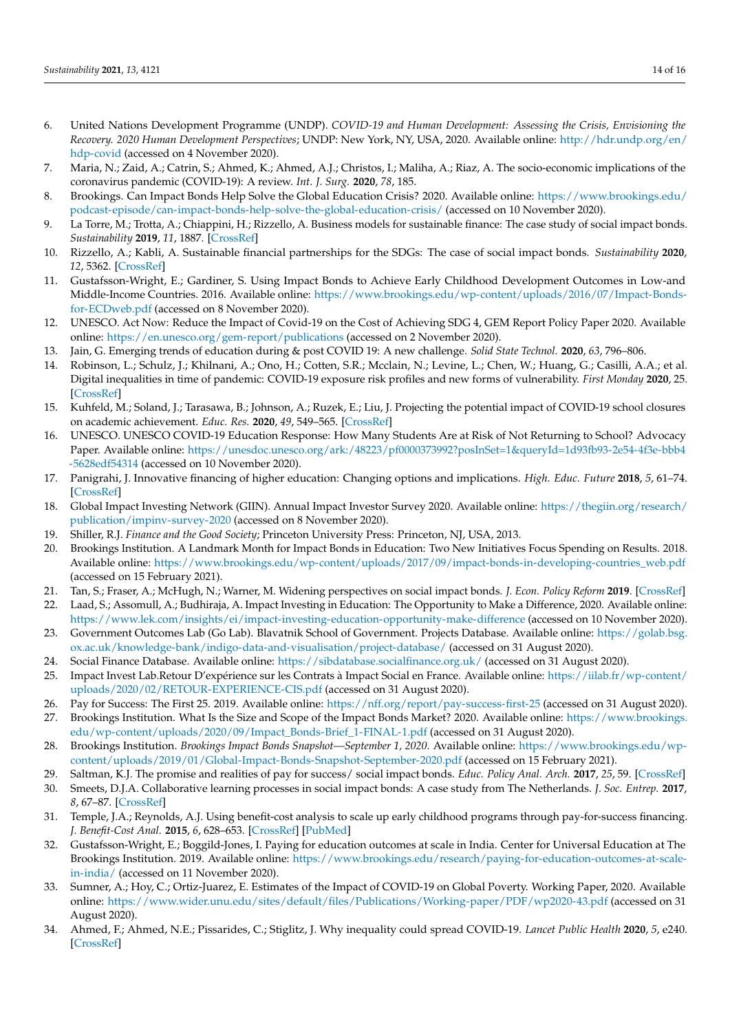6. United Nations Development Programme (UNDP). *COVID-19 and Human Development: Assessing the Crisis, Envisioning the Recovery. 2020 Human Development Perspectives*; UNDP: New York, NY, USA, 2020. Available online: http://hdr.undp.org/en/hdp-covid (accessed on 4 November 2020).
7. Maria, N.; Zaid, A.; Catrin, S.; Ahmed, K.; Ahmed, A.J.; Christos, I.; Maliha, A.; Riaz, A. The socio-economic implications of the coronavirus pandemic (COVID-19): A review. *Int. J. Surg.* **2020**, *78*, 185.
8. Brookings. Can Impact Bonds Help Solve the Global Education Crisis? 2020. Available online: https://www.brookings.edu/podcast-episode/can-impact-bonds-help-solve-the-global-education-crisis/ (accessed on 10 November 2020).
9. La Torre, M.; Trotta, A.; Chiappini, H.; Rizzello, A. Business models for sustainable finance: The case study of social impact bonds. *Sustainability* **2019**, *11*, 1887. [CrossRef]
10. Rizzello, A.; Kabli, A. Sustainable financial partnerships for the SDGs: The case of social impact bonds. *Sustainability* **2020**, *12*, 5362. [CrossRef]
11. Gustafsson-Wright, E.; Gardiner, S. Using Impact Bonds to Achieve Early Childhood Development Outcomes in Low-and Middle-Income Countries. 2016. Available online: https://www.brookings.edu/wp-content/uploads/2016/07/Impact-Bonds-for-ECDweb.pdf (accessed on 8 November 2020).
12. UNESCO. Act Now: Reduce the Impact of Covid-19 on the Cost of Achieving SDG 4, GEM Report Policy Paper 2020. Available online: https://en.unesco.org/gem-report/publications (accessed on 2 November 2020).
13. Jain, G. Emerging trends of education during & post COVID 19: A new challenge. *Solid State Technol.* **2020**, *63*, 796–806.
14. Robinson, L.; Schulz, J.; Khilnani, A.; Ono, H.; Cotten, S.R.; Mcclain, N.; Levine, L.; Chen, W.; Huang, G.; Casilli, A.A.; et al. Digital inequalities in time of pandemic: COVID-19 exposure risk profiles and new forms of vulnerability. *First Monday* **2020**, 25. [CrossRef]
15. Kuhfeld, M.; Soland, J.; Tarasawa, B.; Johnson, A.; Ruzek, E.; Liu, J. Projecting the potential impact of COVID-19 school closures on academic achievement. *Educ. Res.* **2020**, *49*, 549–565. [CrossRef]
16. UNESCO. UNESCO COVID-19 Education Response: How Many Students Are at Risk of Not Returning to School? Advocacy Paper. Available online: https://unesdoc.unesco.org/ark:/48223/pf0000373992?posInSet=1&queryId=1d93fb93-2e54-4f3e-bbb4-5628edf54314 (accessed on 10 November 2020).
17. Panigrahi, J. Innovative financing of higher education: Changing options and implications. *High. Educ. Future* **2018**, *5*, 61–74. [CrossRef]
18. Global Impact Investing Network (GIIN). Annual Impact Investor Survey 2020. Available online: https://thegiin.org/research/publication/impinv-survey-2020 (accessed on 8 November 2020).
19. Shiller, R.J. *Finance and the Good Society*; Princeton University Press: Princeton, NJ, USA, 2013.
20. Brookings Institution. A Landmark Month for Impact Bonds in Education: Two New Initiatives Focus Spending on Results. 2018. Available online: https://www.brookings.edu/wp-content/uploads/2017/09/impact-bonds-in-developing-countries_web.pdf (accessed on 15 February 2021).
21. Tan, S.; Fraser, A.; McHugh, N.; Warner, M. Widening perspectives on social impact bonds. *J. Econ. Policy Reform* **2019**. [CrossRef]
22. Laad, S.; Assomull, A.; Budhiraja, A. Impact Investing in Education: The Opportunity to Make a Difference, 2020. Available online: https://www.lek.com/insights/ei/impact-investing-education-opportunity-make-difference (accessed on 10 November 2020).
23. Government Outcomes Lab (Go Lab). Blavatnik School of Government. Projects Database. Available online: https://golab.bsg.ox.ac.uk/knowledge-bank/indigo-data-and-visualisation/project-database/ (accessed on 31 August 2020).
24. Social Finance Database. Available online: https://sibdatabase.socialfinance.org.uk/ (accessed on 31 August 2020).
25. Impact Invest Lab.Retour D'expérience sur les Contrats à Impact Social en France. Available online: https://iilab.fr/wp-content/uploads/2020/02/RETOUR-EXPERIENCE-CIS.pdf (accessed on 31 August 2020).
26. Pay for Success: The First 25. 2019. Available online: https://nff.org/report/pay-success-first-25 (accessed on 31 August 2020).
27. Brookings Institution. What Is the Size and Scope of the Impact Bonds Market? 2020. Available online: https://www.brookings.edu/wp-content/uploads/2020/09/Impact_Bonds-Brief_1-FINAL-1.pdf (accessed on 31 August 2020).
28. Brookings Institution. *Brookings Impact Bonds Snapshot—September 1, 2020*. Available online: https://www.brookings.edu/wp-content/uploads/2019/01/Global-Impact-Bonds-Snapshot-September-2020.pdf (accessed on 15 February 2021).
29. Saltman, K.J. The promise and realities of pay for success/ social impact bonds. *Educ. Policy Anal. Arch.* **2017**, *25*, 59. [CrossRef]
30. Smeets, D.J.A. Collaborative learning processes in social impact bonds: A case study from The Netherlands. *J. Soc. Entrep.* **2017**, *8*, 67–87. [CrossRef]
31. Temple, J.A.; Reynolds, A.J. Using benefit-cost analysis to scale up early childhood programs through pay-for-success financing. *J. Benefit-Cost Anal.* **2015**, *6*, 628–653. [CrossRef] [PubMed]
32. Gustafsson-Wright, E.; Boggild-Jones, I. Paying for education outcomes at scale in India. Center for Universal Education at The Brookings Institution. 2019. Available online: https://www.brookings.edu/research/paying-for-education-outcomes-at-scale-in-india/ (accessed on 11 November 2020).
33. Sumner, A.; Hoy, C.; Ortiz-Juarez, E. Estimates of the Impact of COVID-19 on Global Poverty. Working Paper, 2020. Available online: https://www.wider.unu.edu/sites/default/files/Publications/Working-paper/PDF/wp2020-43.pdf (accessed on 31 August 2020).
34. Ahmed, F.; Ahmed, N.E.; Pissarides, C.; Stiglitz, J. Why inequality could spread COVID-19. *Lancet Public Health* **2020**, *5*, e240. [CrossRef]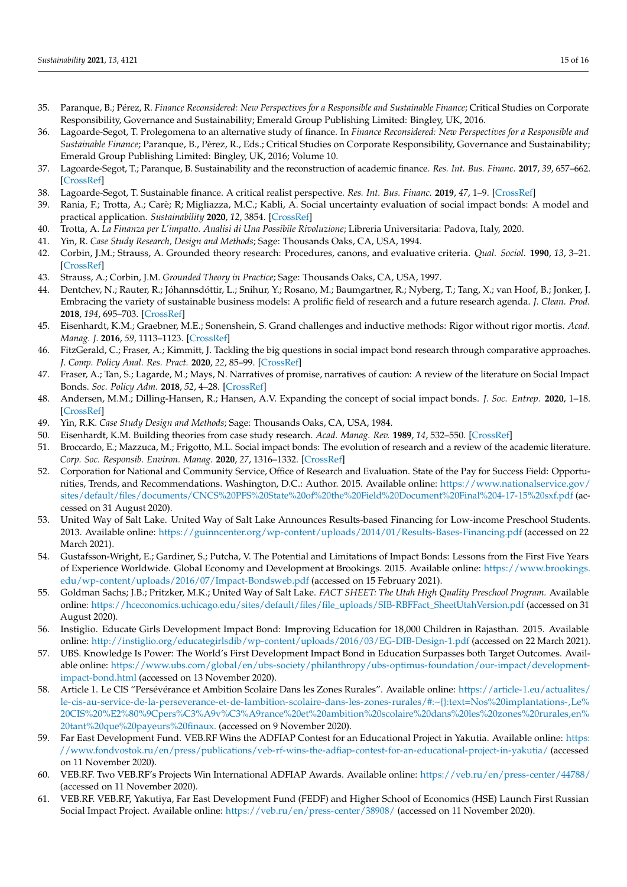35. Paranque, B.; Pérez, R. *Finance Reconsidered: New Perspectives for a Responsible and Sustainable Finance*; Critical Studies on Corporate Responsibility, Governance and Sustainability; Emerald Group Publishing Limited: Bingley, UK, 2016.
36. Lagoarde-Segot, T. Prolegomena to an alternative study of finance. In *Finance Reconsidered: New Perspectives for a Responsible and Sustainable Finance*; Paranque, B., Pèrez, R., Eds.; Critical Studies on Corporate Responsibility, Governance and Sustainability; Emerald Group Publishing Limited: Bingley, UK, 2016; Volume 10.
37. Lagoarde-Segot, T.; Paranque, B. Sustainability and the reconstruction of academic finance. *Res. Int. Bus. Financ.* **2017**, *39*, 657–662. [CrossRef]
38. Lagoarde-Segot, T. Sustainable finance. A critical realist perspective. *Res. Int. Bus. Financ.* **2019**, *47*, 1–9. [CrossRef]
39. Rania, F.; Trotta, A.; Carè; R; Migliazza, M.C.; Kabli, A. Social uncertainty evaluation of social impact bonds: A model and practical application. *Sustainability* **2020**, *12*, 3854. [CrossRef]
40. Trotta, A. *La Finanza per L'impatto. Analisi di Una Possibile Rivoluzione*; Libreria Universitaria: Padova, Italy, 2020.
41. Yin, R. *Case Study Research, Design and Methods*; Sage: Thousands Oaks, CA, USA, 1994.
42. Corbin, J.M.; Strauss, A. Grounded theory research: Procedures, canons, and evaluative criteria. *Qual. Sociol.* **1990**, *13*, 3–21. [CrossRef]
43. Strauss, A.; Corbin, J.M. *Grounded Theory in Practice*; Sage: Thousands Oaks, CA, USA, 1997.
44. Dentchev, N.; Rauter, R.; Jóhannsdóttir, L.; Snihur, Y.; Rosano, M.; Baumgartner, R.; Nyberg, T.; Tang, X.; van Hoof, B.; Jonker, J. Embracing the variety of sustainable business models: A prolific field of research and a future research agenda. *J. Clean. Prod.* **2018**, *194*, 695–703. [CrossRef]
45. Eisenhardt, K.M.; Graebner, M.E.; Sonenshein, S. Grand challenges and inductive methods: Rigor without rigor mortis. *Acad. Manag. J.* **2016**, *59*, 1113–1123. [CrossRef]
46. FitzGerald, C.; Fraser, A.; Kimmitt, J. Tackling the big questions in social impact bond research through comparative approaches. *J. Comp. Policy Anal. Res. Pract.* **2020**, *22*, 85–99. [CrossRef]
47. Fraser, A.; Tan, S.; Lagarde, M.; Mays, N. Narratives of promise, narratives of caution: A review of the literature on Social Impact Bonds. *Soc. Policy Adm.* **2018**, *52*, 4–28. [CrossRef]
48. Andersen, M.M.; Dilling-Hansen, R.; Hansen, A.V. Expanding the concept of social impact bonds. *J. Soc. Entrep.* **2020**, 1–18. [CrossRef]
49. Yin, R.K. *Case Study Design and Methods*; Sage: Thousands Oaks, CA, USA, 1984.
50. Eisenhardt, K.M. Building theories from case study research. *Acad. Manag. Rev.* **1989**, *14*, 532–550. [CrossRef]
51. Broccardo, E.; Mazzuca, M.; Frigotto, M.L. Social impact bonds: The evolution of research and a review of the academic literature. *Corp. Soc. Responsib. Environ. Manag.* **2020**, *27*, 1316–1332. [CrossRef]
52. Corporation for National and Community Service, Office of Research and Evaluation. State of the Pay for Success Field: Opportunities, Trends, and Recommendations. Washington, D.C.: Author. 2015. Available online: https://www.nationalservice.gov/sites/default/files/documents/CNCS%20PFS%20State%20of%20the%20Field%20Document%20Final%204-17-15%20sxf.pdf (accessed on 31 August 2020).
53. United Way of Salt Lake. United Way of Salt Lake Announces Results-based Financing for Low-income Preschool Students. 2013. Available online: https://guinncenter.org/wp-content/uploads/2014/01/Results-Bases-Financing.pdf (accessed on 22 March 2021).
54. Gustafsson-Wright, E.; Gardiner, S.; Putcha, V. The Potential and Limitations of Impact Bonds: Lessons from the First Five Years of Experience Worldwide. Global Economy and Development at Brookings. 2015. Available online: https://www.brookings.edu/wp-content/uploads/2016/07/Impact-Bondsweb.pdf (accessed on 15 February 2021).
55. Goldman Sachs; J.B.; Pritzker, M.K.; United Way of Salt Lake. *FACT SHEET: The Utah High Quality Preschool Program.* Available online: https://hceconomics.uchicago.edu/sites/default/files/file_uploads/SIB-RBFFact_SheetUtahVersion.pdf (accessed on 31 August 2020).
56. Instiglio. Educate Girls Development Impact Bond: Improving Education for 18,000 Children in Rajasthan. 2015. Available online: http://instiglio.org/educategirlsdib/wp-content/uploads/2016/03/EG-DIB-Design-1.pdf (accessed on 22 March 2021).
57. UBS. Knowledge Is Power: The World's First Development Impact Bond in Education Surpasses both Target Outcomes. Available online: https://www.ubs.com/global/en/ubs-society/philanthropy/ubs-optimus-foundation/our-impact/development-impact-bond.html (accessed on 13 November 2020).
58. Article 1. Le CIS "Persévérance et Ambition Scolaire Dans les Zones Rurales". Available online: https://article-1.eu/actualites/le-cis-au-service-de-la-perseverance-et-de-lambition-scolaire-dans-les-zones-rurales/#:~{}:text=Nos%20implantations-,Le%20CIS%20%E2%80%9Cpers%C3%A9v%C3%A9rance%20et%20ambition%20scolaire%20dans%20les%20zones%20rurales,en%20tant%20que%20payeurs%20finaux. (accessed on 9 November 2020).
59. Far East Development Fund. VEB.RF Wins the ADFIAP Contest for an Educational Project in Yakutia. Available online: https://www.fondvostok.ru/en/press/publications/veb-rf-wins-the-adfiap-contest-for-an-educational-project-in-yakutia/ (accessed on 11 November 2020).
60. VEB.RF. Two VEB.RF's Projects Win International ADFIAP Awards. Available online: https://veb.ru/en/press-center/44788/ (accessed on 11 November 2020).
61. VEB.RF. VEB.RF, Yakutiya, Far East Development Fund (FEDF) and Higher School of Economics (HSE) Launch First Russian Social Impact Project. Available online: https://veb.ru/en/press-center/38908/ (accessed on 11 November 2020).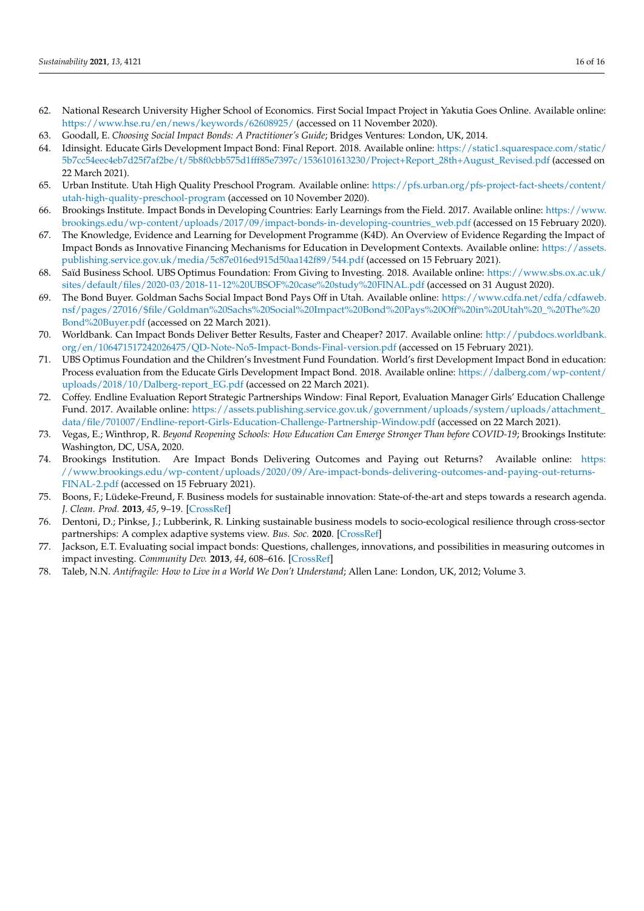62. National Research University Higher School of Economics. First Social Impact Project in Yakutia Goes Online. Available online: https://www.hse.ru/en/news/keywords/62608925/ (accessed on 11 November 2020).
63. Goodall, E. *Choosing Social Impact Bonds: A Practitioner's Guide*; Bridges Ventures: London, UK, 2014.
64. Idinsight. Educate Girls Development Impact Bond: Final Report. 2018. Available online: https://static1.squarespace.com/static/5b7cc54eec4eb7d25f7af2be/t/5b8f0cbb575d1fff85e7397c/1536101613230/Project+Report_28th+August_Revised.pdf (accessed on 22 March 2021).
65. Urban Institute. Utah High Quality Preschool Program. Available online: https://pfs.urban.org/pfs-project-fact-sheets/content/utah-high-quality-preschool-program (accessed on 10 November 2020).
66. Brookings Institute. Impact Bonds in Developing Countries: Early Learnings from the Field. 2017. Available online: https://www.brookings.edu/wp-content/uploads/2017/09/impact-bonds-in-developing-countries_web.pdf (accessed on 15 February 2020).
67. The Knowledge, Evidence and Learning for Development Programme (K4D). An Overview of Evidence Regarding the Impact of Impact Bonds as Innovative Financing Mechanisms for Education in Development Contexts. Available online: https://assets.publishing.service.gov.uk/media/5c87e016ed915d50aa142f89/544.pdf (accessed on 15 February 2021).
68. Saïd Business School. UBS Optimus Foundation: From Giving to Investing. 2018. Available online: https://www.sbs.ox.ac.uk/sites/default/files/2020-03/2018-11-12%20UBSOF%20case%20study%20FINAL.pdf (accessed on 31 August 2020).
69. The Bond Buyer. Goldman Sachs Social Impact Bond Pays Off in Utah. Available online: https://www.cdfa.net/cdfa/cdfaweb.nsf/pages/27016/$file/Goldman%20Sachs%20Social%20Impact%20Bond%20Pays%20Off%20in%20Utah%20_%20The%20Bond%20Buyer.pdf (accessed on 22 March 2021).
70. Worldbank. Can Impact Bonds Deliver Better Results, Faster and Cheaper? 2017. Available online: http://pubdocs.worldbank.org/en/106471517242026475/QD-Note-No5-Impact-Bonds-Final-version.pdf (accessed on 15 February 2021).
71. UBS Optimus Foundation and the Children's Investment Fund Foundation. World's first Development Impact Bond in education: Process evaluation from the Educate Girls Development Impact Bond. 2018. Available online: https://dalberg.com/wp-content/uploads/2018/10/Dalberg-report_EG.pdf (accessed on 22 March 2021).
72. Coffey. Endline Evaluation Report Strategic Partnerships Window: Final Report, Evaluation Manager Girls' Education Challenge Fund. 2017. Available online: https://assets.publishing.service.gov.uk/government/uploads/system/uploads/attachment_data/file/701007/Endline-report-Girls-Education-Challenge-Partnership-Window.pdf (accessed on 22 March 2021).
73. Vegas, E.; Winthrop, R. *Beyond Reopening Schools: How Education Can Emerge Stronger Than before COVID-19*; Brookings Institute: Washington, DC, USA, 2020.
74. Brookings Institution. Are Impact Bonds Delivering Outcomes and Paying out Returns? Available online: https://www.brookings.edu/wp-content/uploads/2020/09/Are-impact-bonds-delivering-outcomes-and-paying-out-returns-FINAL-2.pdf (accessed on 15 February 2021).
75. Boons, F.; Lüdeke-Freund, F. Business models for sustainable innovation: State-of-the-art and steps towards a research agenda. *J. Clean. Prod.* **2013**, *45*, 9–19. [CrossRef]
76. Dentoni, D.; Pinkse, J.; Lubberink, R. Linking sustainable business models to socio-ecological resilience through cross-sector partnerships: A complex adaptive systems view. *Bus. Soc.* **2020**. [CrossRef]
77. Jackson, E.T. Evaluating social impact bonds: Questions, challenges, innovations, and possibilities in measuring outcomes in impact investing. *Community Dev.* **2013**, *44*, 608–616. [CrossRef]
78. Taleb, N.N. *Antifragile: How to Live in a World We Don't Understand*; Allen Lane: London, UK, 2012; Volume 3.